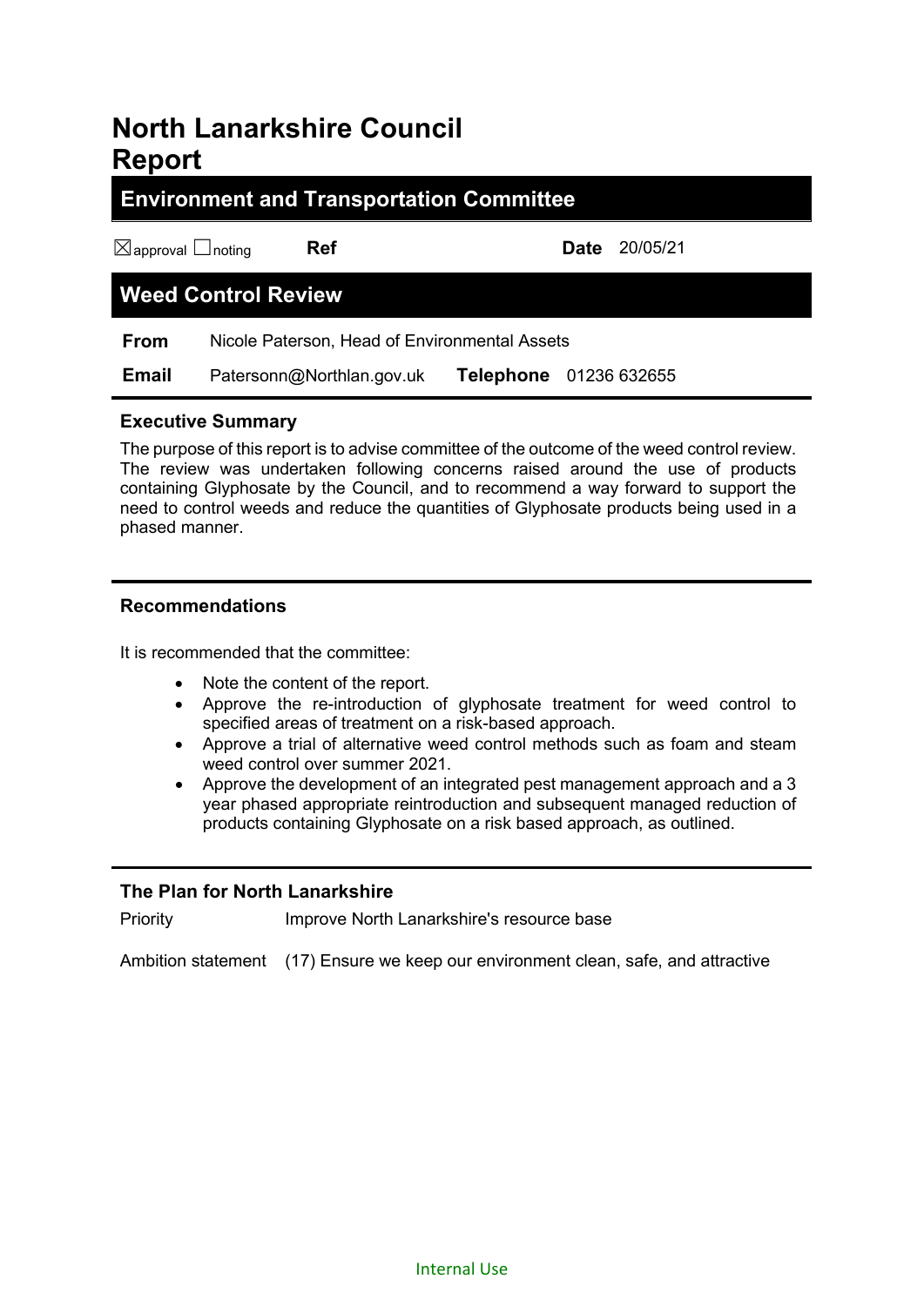# North Lanarkshire Council Report

## Environment and Transportation Committee

☒approval ☐noting **Ref** **Date** 20/05/21

## Weed Control Review

| | |
|---|---|
| **From** | Nicole Paterson, Head of Environmental Assets |
| **Email** | Patersonn@Northlan.gov.uk **Telephone** 01236 632655 |

### Executive Summary

The purpose of this report is to advise committee of the outcome of the weed control review. The review was undertaken following concerns raised around the use of products containing Glyphosate by the Council, and to recommend a way forward to support the need to control weeds and reduce the quantities of Glyphosate products being used in a phased manner.

### Recommendations

It is recommended that the committee:

- Note the content of the report.
- Approve the re-introduction of glyphosate treatment for weed control to specified areas of treatment on a risk-based approach.
- Approve a trial of alternative weed control methods such as foam and steam weed control over summer 2021.
- Approve the development of an integrated pest management approach and a 3 year phased appropriate reintroduction and subsequent managed reduction of products containing Glyphosate on a risk based approach, as outlined.

### The Plan for North Lanarkshire

| | |
|---|---|
| Priority | Improve North Lanarkshire's resource base |
| Ambition statement | (17) Ensure we keep our environment clean, safe, and attractive |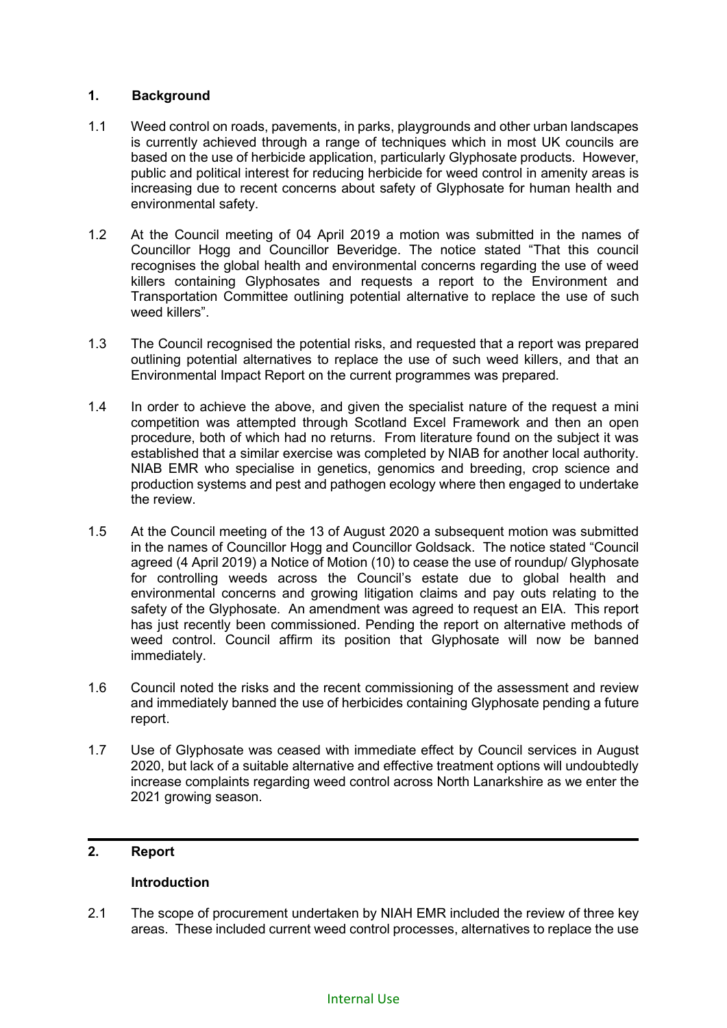## 1. Background

1.1 Weed control on roads, pavements, in parks, playgrounds and other urban landscapes is currently achieved through a range of techniques which in most UK councils are based on the use of herbicide application, particularly Glyphosate products. However, public and political interest for reducing herbicide for weed control in amenity areas is increasing due to recent concerns about safety of Glyphosate for human health and environmental safety.

1.2 At the Council meeting of 04 April 2019 a motion was submitted in the names of Councillor Hogg and Councillor Beveridge. The notice stated "That this council recognises the global health and environmental concerns regarding the use of weed killers containing Glyphosates and requests a report to the Environment and Transportation Committee outlining potential alternative to replace the use of such weed killers".

1.3 The Council recognised the potential risks, and requested that a report was prepared outlining potential alternatives to replace the use of such weed killers, and that an Environmental Impact Report on the current programmes was prepared.

1.4 In order to achieve the above, and given the specialist nature of the request a mini competition was attempted through Scotland Excel Framework and then an open procedure, both of which had no returns. From literature found on the subject it was established that a similar exercise was completed by NIAB for another local authority. NIAB EMR who specialise in genetics, genomics and breeding, crop science and production systems and pest and pathogen ecology where then engaged to undertake the review.

1.5 At the Council meeting of the 13 of August 2020 a subsequent motion was submitted in the names of Councillor Hogg and Councillor Goldsack. The notice stated "Council agreed (4 April 2019) a Notice of Motion (10) to cease the use of roundup/ Glyphosate for controlling weeds across the Council's estate due to global health and environmental concerns and growing litigation claims and pay outs relating to the safety of the Glyphosate. An amendment was agreed to request an EIA. This report has just recently been commissioned. Pending the report on alternative methods of weed control. Council affirm its position that Glyphosate will now be banned immediately.

1.6 Council noted the risks and the recent commissioning of the assessment and review and immediately banned the use of herbicides containing Glyphosate pending a future report.

1.7 Use of Glyphosate was ceased with immediate effect by Council services in August 2020, but lack of a suitable alternative and effective treatment options will undoubtedly increase complaints regarding weed control across North Lanarkshire as we enter the 2021 growing season.

## 2. Report

### Introduction

2.1 The scope of procurement undertaken by NIAH EMR included the review of three key areas. These included current weed control processes, alternatives to replace the use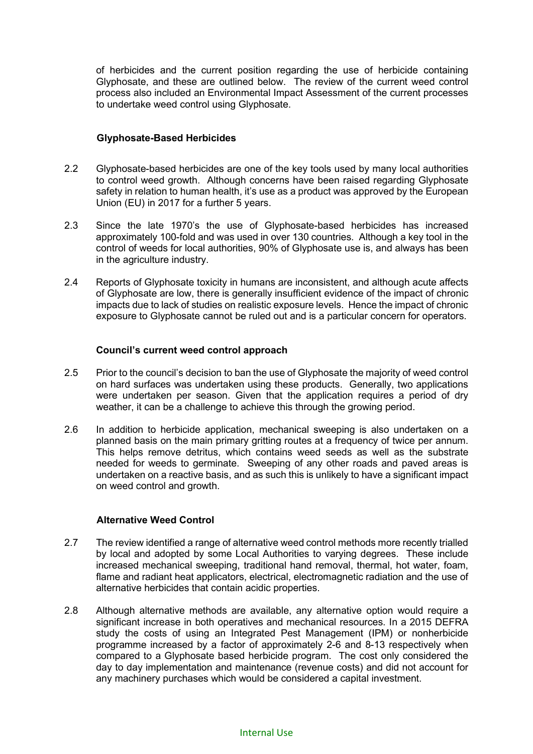of herbicides and the current position regarding the use of herbicide containing Glyphosate, and these are outlined below. The review of the current weed control process also included an Environmental Impact Assessment of the current processes to undertake weed control using Glyphosate.

**Glyphosate-Based Herbicides**

2.2 Glyphosate-based herbicides are one of the key tools used by many local authorities to control weed growth. Although concerns have been raised regarding Glyphosate safety in relation to human health, it's use as a product was approved by the European Union (EU) in 2017 for a further 5 years.

2.3 Since the late 1970's the use of Glyphosate-based herbicides has increased approximately 100-fold and was used in over 130 countries. Although a key tool in the control of weeds for local authorities, 90% of Glyphosate use is, and always has been in the agriculture industry.

2.4 Reports of Glyphosate toxicity in humans are inconsistent, and although acute affects of Glyphosate are low, there is generally insufficient evidence of the impact of chronic impacts due to lack of studies on realistic exposure levels. Hence the impact of chronic exposure to Glyphosate cannot be ruled out and is a particular concern for operators.

**Council's current weed control approach**

2.5 Prior to the council's decision to ban the use of Glyphosate the majority of weed control on hard surfaces was undertaken using these products. Generally, two applications were undertaken per season. Given that the application requires a period of dry weather, it can be a challenge to achieve this through the growing period.

2.6 In addition to herbicide application, mechanical sweeping is also undertaken on a planned basis on the main primary gritting routes at a frequency of twice per annum. This helps remove detritus, which contains weed seeds as well as the substrate needed for weeds to germinate. Sweeping of any other roads and paved areas is undertaken on a reactive basis, and as such this is unlikely to have a significant impact on weed control and growth.

**Alternative Weed Control**

2.7 The review identified a range of alternative weed control methods more recently trialled by local and adopted by some Local Authorities to varying degrees. These include increased mechanical sweeping, traditional hand removal, thermal, hot water, foam, flame and radiant heat applicators, electrical, electromagnetic radiation and the use of alternative herbicides that contain acidic properties.

2.8 Although alternative methods are available, any alternative option would require a significant increase in both operatives and mechanical resources. In a 2015 DEFRA study the costs of using an Integrated Pest Management (IPM) or nonherbicide programme increased by a factor of approximately 2-6 and 8-13 respectively when compared to a Glyphosate based herbicide program. The cost only considered the day to day implementation and maintenance (revenue costs) and did not account for any machinery purchases which would be considered a capital investment.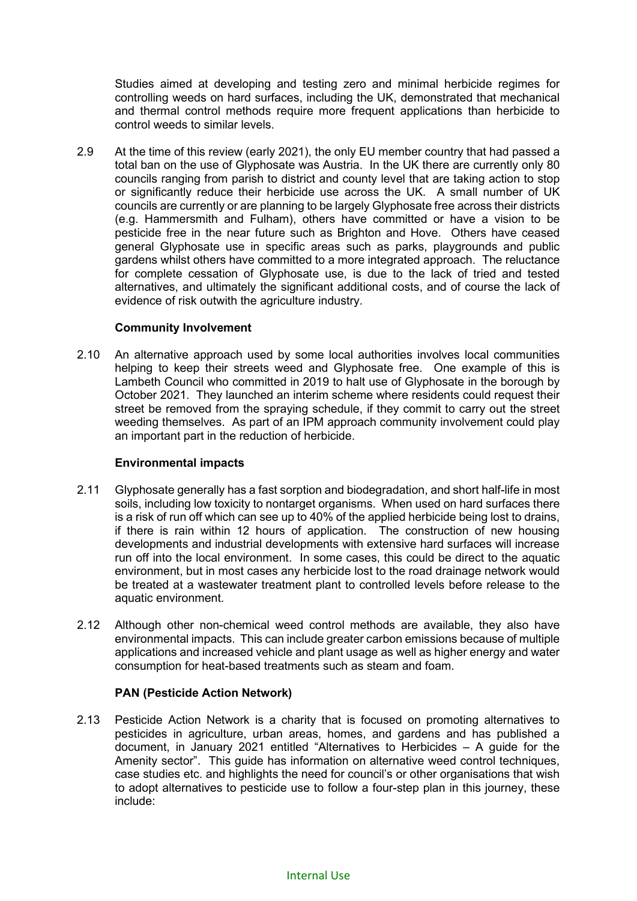Studies aimed at developing and testing zero and minimal herbicide regimes for controlling weeds on hard surfaces, including the UK, demonstrated that mechanical and thermal control methods require more frequent applications than herbicide to control weeds to similar levels.

2.9 At the time of this review (early 2021), the only EU member country that had passed a total ban on the use of Glyphosate was Austria. In the UK there are currently only 80 councils ranging from parish to district and county level that are taking action to stop or significantly reduce their herbicide use across the UK. A small number of UK councils are currently or are planning to be largely Glyphosate free across their districts (e.g. Hammersmith and Fulham), others have committed or have a vision to be pesticide free in the near future such as Brighton and Hove. Others have ceased general Glyphosate use in specific areas such as parks, playgrounds and public gardens whilst others have committed to a more integrated approach. The reluctance for complete cessation of Glyphosate use, is due to the lack of tried and tested alternatives, and ultimately the significant additional costs, and of course the lack of evidence of risk outwith the agriculture industry.

**Community Involvement**

2.10 An alternative approach used by some local authorities involves local communities helping to keep their streets weed and Glyphosate free. One example of this is Lambeth Council who committed in 2019 to halt use of Glyphosate in the borough by October 2021. They launched an interim scheme where residents could request their street be removed from the spraying schedule, if they commit to carry out the street weeding themselves. As part of an IPM approach community involvement could play an important part in the reduction of herbicide.

**Environmental impacts**

2.11 Glyphosate generally has a fast sorption and biodegradation, and short half-life in most soils, including low toxicity to nontarget organisms. When used on hard surfaces there is a risk of run off which can see up to 40% of the applied herbicide being lost to drains, if there is rain within 12 hours of application. The construction of new housing developments and industrial developments with extensive hard surfaces will increase run off into the local environment. In some cases, this could be direct to the aquatic environment, but in most cases any herbicide lost to the road drainage network would be treated at a wastewater treatment plant to controlled levels before release to the aquatic environment.

2.12 Although other non-chemical weed control methods are available, they also have environmental impacts. This can include greater carbon emissions because of multiple applications and increased vehicle and plant usage as well as higher energy and water consumption for heat-based treatments such as steam and foam.

**PAN (Pesticide Action Network)**

2.13 Pesticide Action Network is a charity that is focused on promoting alternatives to pesticides in agriculture, urban areas, homes, and gardens and has published a document, in January 2021 entitled "Alternatives to Herbicides – A guide for the Amenity sector". This guide has information on alternative weed control techniques, case studies etc. and highlights the need for council's or other organisations that wish to adopt alternatives to pesticide use to follow a four-step plan in this journey, these include: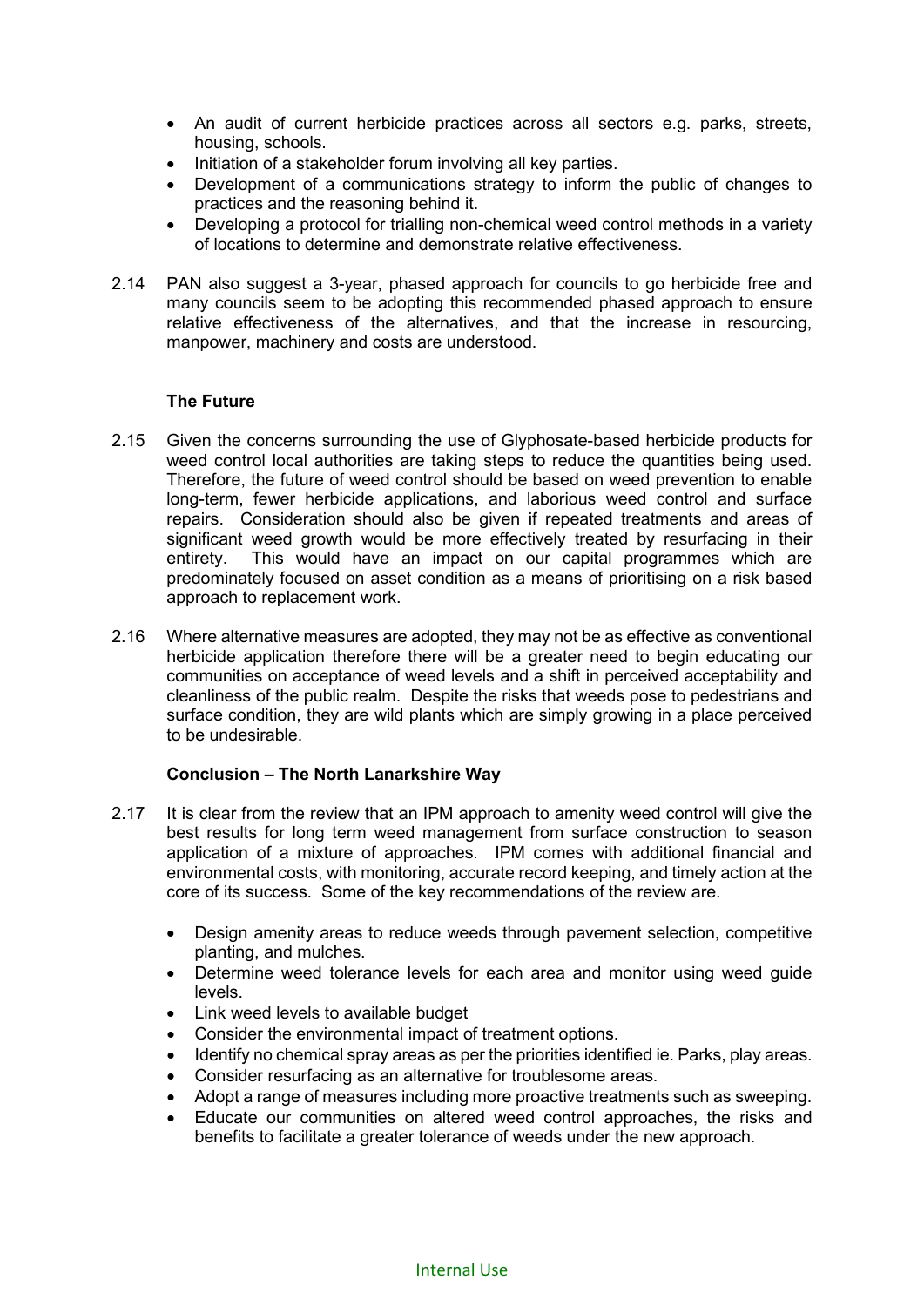- An audit of current herbicide practices across all sectors e.g. parks, streets, housing, schools.
- Initiation of a stakeholder forum involving all key parties.
- Development of a communications strategy to inform the public of changes to practices and the reasoning behind it.
- Developing a protocol for trialling non-chemical weed control methods in a variety of locations to determine and demonstrate relative effectiveness.

2.14 PAN also suggest a 3-year, phased approach for councils to go herbicide free and many councils seem to be adopting this recommended phased approach to ensure relative effectiveness of the alternatives, and that the increase in resourcing, manpower, machinery and costs are understood.

**The Future**

2.15 Given the concerns surrounding the use of Glyphosate-based herbicide products for weed control local authorities are taking steps to reduce the quantities being used. Therefore, the future of weed control should be based on weed prevention to enable long-term, fewer herbicide applications, and laborious weed control and surface repairs. Consideration should also be given if repeated treatments and areas of significant weed growth would be more effectively treated by resurfacing in their entirety. This would have an impact on our capital programmes which are predominately focused on asset condition as a means of prioritising on a risk based approach to replacement work.

2.16 Where alternative measures are adopted, they may not be as effective as conventional herbicide application therefore there will be a greater need to begin educating our communities on acceptance of weed levels and a shift in perceived acceptability and cleanliness of the public realm. Despite the risks that weeds pose to pedestrians and surface condition, they are wild plants which are simply growing in a place perceived to be undesirable.

**Conclusion – The North Lanarkshire Way**

2.17 It is clear from the review that an IPM approach to amenity weed control will give the best results for long term weed management from surface construction to season application of a mixture of approaches. IPM comes with additional financial and environmental costs, with monitoring, accurate record keeping, and timely action at the core of its success. Some of the key recommendations of the review are.

- Design amenity areas to reduce weeds through pavement selection, competitive planting, and mulches.
- Determine weed tolerance levels for each area and monitor using weed guide levels.
- Link weed levels to available budget
- Consider the environmental impact of treatment options.
- Identify no chemical spray areas as per the priorities identified ie. Parks, play areas.
- Consider resurfacing as an alternative for troublesome areas.
- Adopt a range of measures including more proactive treatments such as sweeping.
- Educate our communities on altered weed control approaches, the risks and benefits to facilitate a greater tolerance of weeds under the new approach.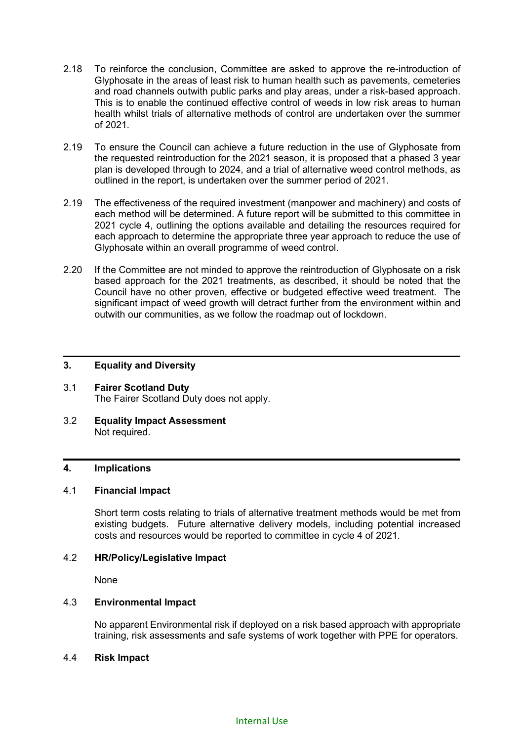2.18 To reinforce the conclusion, Committee are asked to approve the re-introduction of Glyphosate in the areas of least risk to human health such as pavements, cemeteries and road channels outwith public parks and play areas, under a risk-based approach. This is to enable the continued effective control of weeds in low risk areas to human health whilst trials of alternative methods of control are undertaken over the summer of 2021.

2.19 To ensure the Council can achieve a future reduction in the use of Glyphosate from the requested reintroduction for the 2021 season, it is proposed that a phased 3 year plan is developed through to 2024, and a trial of alternative weed control methods, as outlined in the report, is undertaken over the summer period of 2021.

2.19 The effectiveness of the required investment (manpower and machinery) and costs of each method will be determined. A future report will be submitted to this committee in 2021 cycle 4, outlining the options available and detailing the resources required for each approach to determine the appropriate three year approach to reduce the use of Glyphosate within an overall programme of weed control.

2.20 If the Committee are not minded to approve the reintroduction of Glyphosate on a risk based approach for the 2021 treatments, as described, it should be noted that the Council have no other proven, effective or budgeted effective weed treatment. The significant impact of weed growth will detract further from the environment within and outwith our communities, as we follow the roadmap out of lockdown.

## 3. Equality and Diversity

3.1 **Fairer Scotland Duty**
The Fairer Scotland Duty does not apply.

3.2 **Equality Impact Assessment**
Not required.

## 4. Implications

4.1 **Financial Impact**

Short term costs relating to trials of alternative treatment methods would be met from existing budgets. Future alternative delivery models, including potential increased costs and resources would be reported to committee in cycle 4 of 2021.

4.2 **HR/Policy/Legislative Impact**

None

4.3 **Environmental Impact**

No apparent Environmental risk if deployed on a risk based approach with appropriate training, risk assessments and safe systems of work together with PPE for operators.

4.4 **Risk Impact**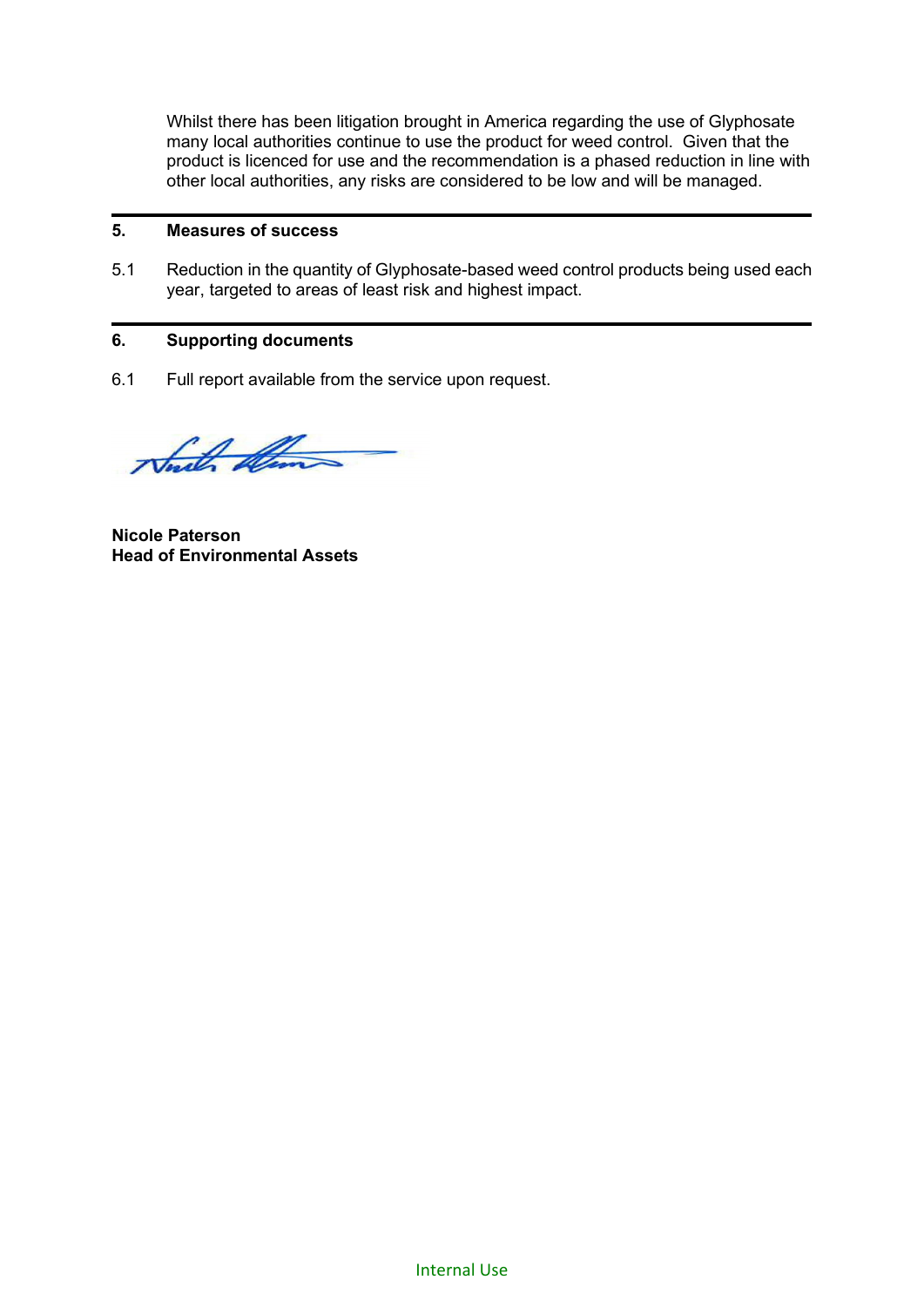Whilst there has been litigation brought in America regarding the use of Glyphosate many local authorities continue to use the product for weed control. Given that the product is licenced for use and the recommendation is a phased reduction in line with other local authorities, any risks are considered to be low and will be managed.

## 5. Measures of success

5.1 Reduction in the quantity of Glyphosate-based weed control products being used each year, targeted to areas of least risk and highest impact.

## 6. Supporting documents

6.1 Full report available from the service upon request.

**Nicole Paterson**
**Head of Environmental Assets**